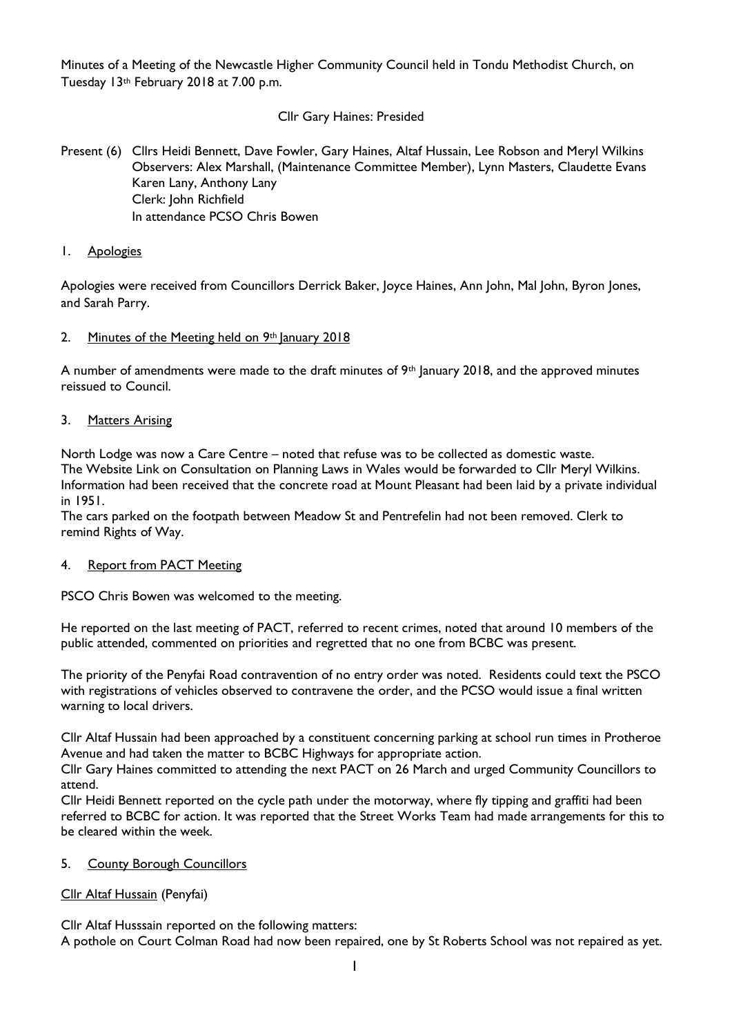Minutes of a Meeting of the Newcastle Higher Community Council held in Tondu Methodist Church, on Tuesday 13th February 2018 at 7.00 p.m.

Cllr Gary Haines: Presided

Present (6) Cllrs Heidi Bennett, Dave Fowler, Gary Haines, Altaf Hussain, Lee Robson and Meryl Wilkins
Observers: Alex Marshall, (Maintenance Committee Member), Lynn Masters, Claudette Evans
Karen Lany, Anthony Lany
Clerk: John Richfield
In attendance PCSO Chris Bowen

1. Apologies

Apologies were received from Councillors Derrick Baker, Joyce Haines, Ann John, Mal John, Byron Jones, and Sarah Parry.

2. Minutes of the Meeting held on 9th January 2018

A number of amendments were made to the draft minutes of 9th January 2018, and the approved minutes reissued to Council.

3. Matters Arising

North Lodge was now a Care Centre – noted that refuse was to be collected as domestic waste.
The Website Link on Consultation on Planning Laws in Wales would be forwarded to Cllr Meryl Wilkins.
Information had been received that the concrete road at Mount Pleasant had been laid by a private individual in 1951.
The cars parked on the footpath between Meadow St and Pentrefelin had not been removed. Clerk to remind Rights of Way.

4. Report from PACT Meeting

PSCO Chris Bowen was welcomed to the meeting.

He reported on the last meeting of PACT, referred to recent crimes, noted that around 10 members of the public attended, commented on priorities and regretted that no one from BCBC was present.

The priority of the Penyfai Road contravention of no entry order was noted. Residents could text the PSCO with registrations of vehicles observed to contravene the order, and the PCSO would issue a final written warning to local drivers.

Cllr Altaf Hussain had been approached by a constituent concerning parking at school run times in Protheroe Avenue and had taken the matter to BCBC Highways for appropriate action.
Cllr Gary Haines committed to attending the next PACT on 26 March and urged Community Councillors to attend.
Cllr Heidi Bennett reported on the cycle path under the motorway, where fly tipping and graffiti had been referred to BCBC for action. It was reported that the Street Works Team had made arrangements for this to be cleared within the week.

5. County Borough Councillors

Cllr Altaf Hussain (Penyfai)

Cllr Altaf Husssain reported on the following matters:
A pothole on Court Colman Road had now been repaired, one by St Roberts School was not repaired as yet.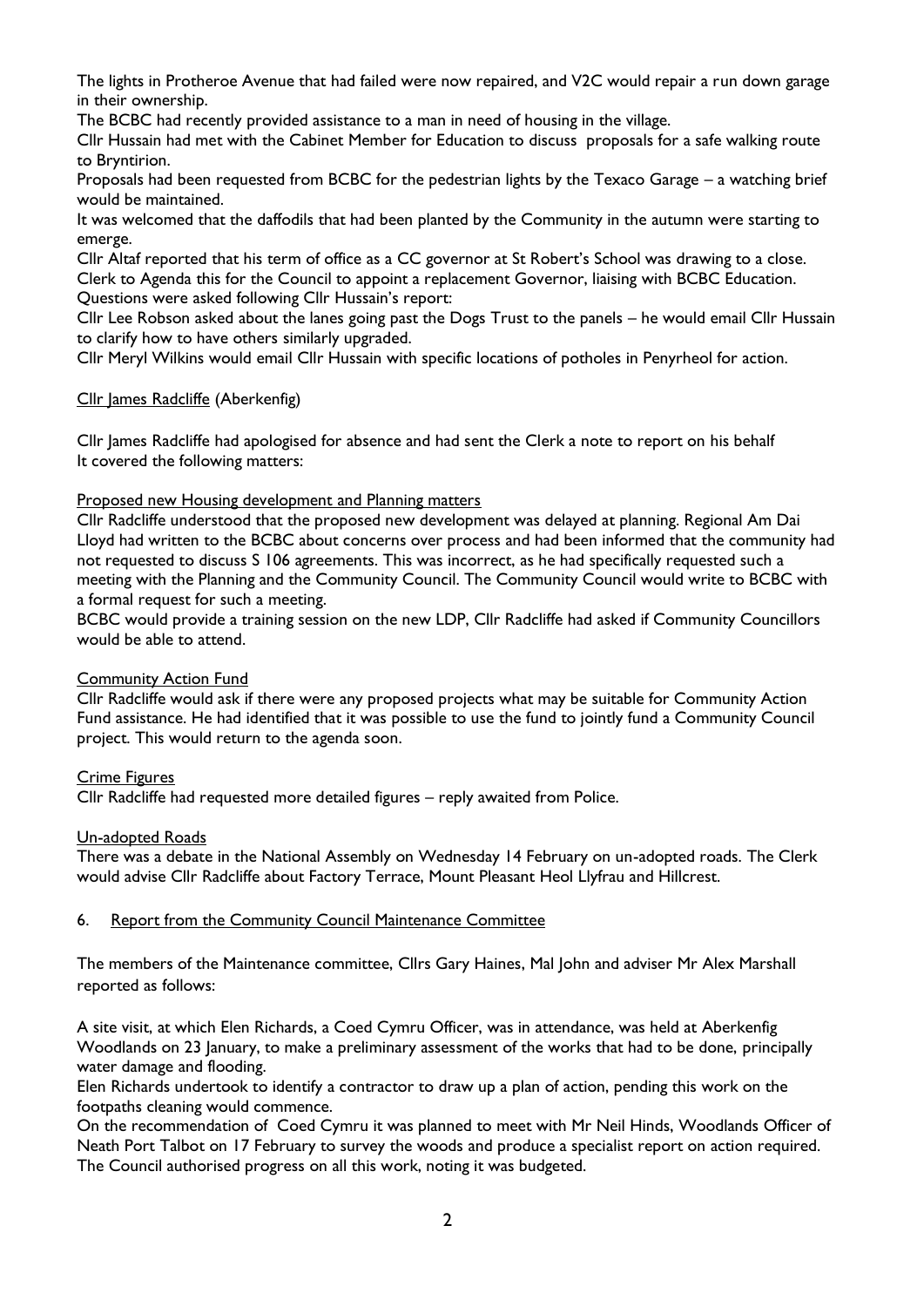The lights in Protheroe Avenue that had failed were now repaired, and V2C would repair a run down garage in their ownership.

The BCBC had recently provided assistance to a man in need of housing in the village.

Cllr Hussain had met with the Cabinet Member for Education to discuss proposals for a safe walking route to Bryntirion.

Proposals had been requested from BCBC for the pedestrian lights by the Texaco Garage – a watching brief would be maintained.

It was welcomed that the daffodils that had been planted by the Community in the autumn were starting to emerge.

Cllr Altaf reported that his term of office as a CC governor at St Robert's School was drawing to a close. Clerk to Agenda this for the Council to appoint a replacement Governor, liaising with BCBC Education.

Questions were asked following Cllr Hussain's report:

Cllr Lee Robson asked about the lanes going past the Dogs Trust to the panels – he would email Cllr Hussain to clarify how to have others similarly upgraded.

Cllr Meryl Wilkins would email Cllr Hussain with specific locations of potholes in Penyrheol for action.

Cllr James Radcliffe (Aberkenfig)

Cllr James Radcliffe had apologised for absence and had sent the Clerk a note to report on his behalf It covered the following matters:

Proposed new Housing development and Planning matters

Cllr Radcliffe understood that the proposed new development was delayed at planning. Regional Am Dai Lloyd had written to the BCBC about concerns over process and had been informed that the community had not requested to discuss S 106 agreements. This was incorrect, as he had specifically requested such a meeting with the Planning and the Community Council. The Community Council would write to BCBC with a formal request for such a meeting.

BCBC would provide a training session on the new LDP, Cllr Radcliffe had asked if Community Councillors would be able to attend.

Community Action Fund

Cllr Radcliffe would ask if there were any proposed projects what may be suitable for Community Action Fund assistance. He had identified that it was possible to use the fund to jointly fund a Community Council project. This would return to the agenda soon.

Crime Figures

Cllr Radcliffe had requested more detailed figures – reply awaited from Police.

Un-adopted Roads

There was a debate in the National Assembly on Wednesday 14 February on un-adopted roads. The Clerk would advise Cllr Radcliffe about Factory Terrace, Mount Pleasant Heol Llyfrau and Hillcrest.

6. Report from the Community Council Maintenance Committee

The members of the Maintenance committee, Cllrs Gary Haines, Mal John and adviser Mr Alex Marshall reported as follows:

A site visit, at which Elen Richards, a Coed Cymru Officer, was in attendance, was held at Aberkenfig Woodlands on 23 January, to make a preliminary assessment of the works that had to be done, principally water damage and flooding.

Elen Richards undertook to identify a contractor to draw up a plan of action, pending this work on the footpaths cleaning would commence.

On the recommendation of Coed Cymru it was planned to meet with Mr Neil Hinds, Woodlands Officer of Neath Port Talbot on 17 February to survey the woods and produce a specialist report on action required. The Council authorised progress on all this work, noting it was budgeted.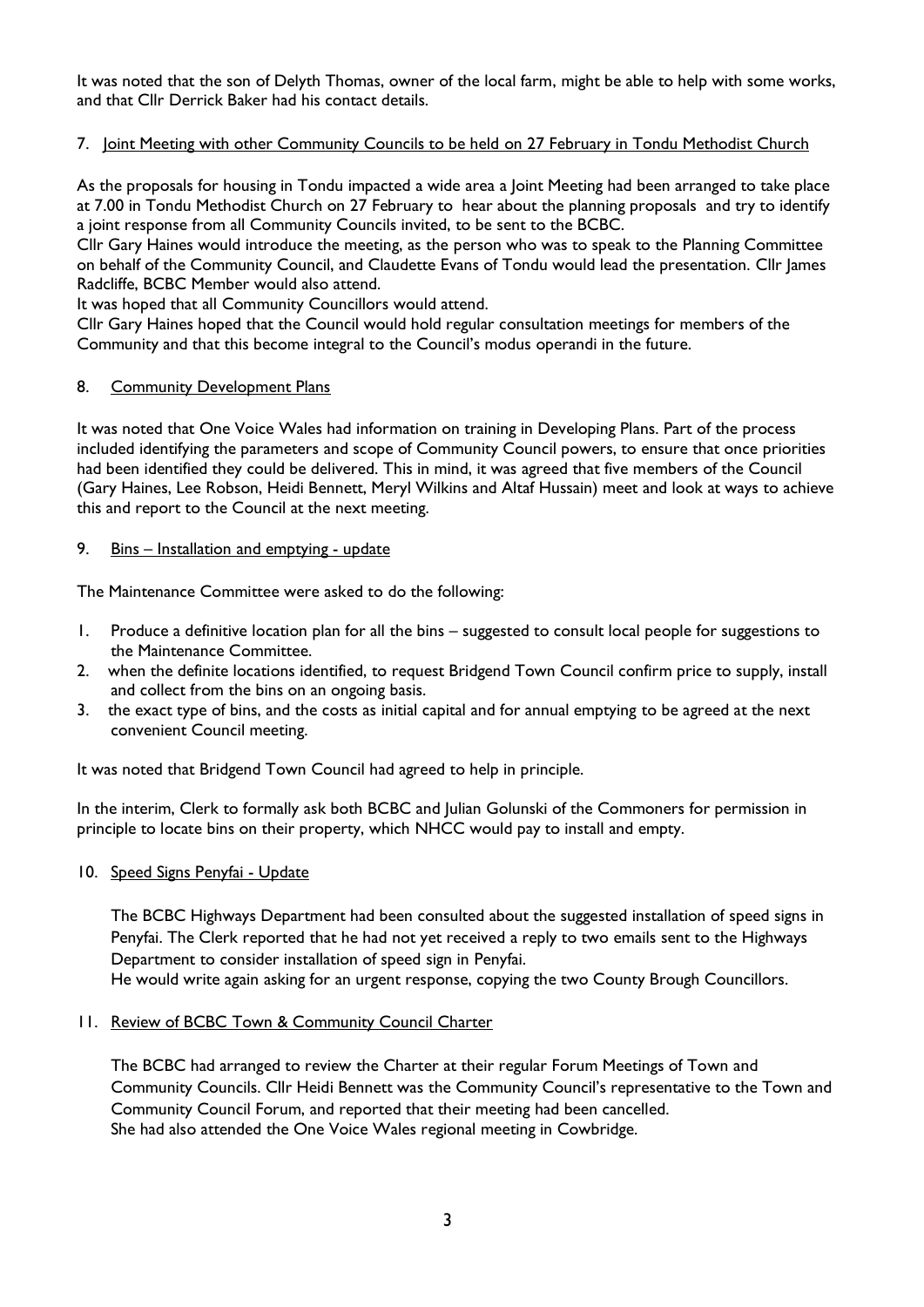It was noted that the son of Delyth Thomas, owner of the local farm, might be able to help with some works, and that Cllr Derrick Baker had his contact details.

7. Joint Meeting with other Community Councils to be held on 27 February in Tondu Methodist Church

As the proposals for housing in Tondu impacted a wide area a Joint Meeting had been arranged to take place at 7.00 in Tondu Methodist Church on 27 February to hear about the planning proposals and try to identify a joint response from all Community Councils invited, to be sent to the BCBC.

Cllr Gary Haines would introduce the meeting, as the person who was to speak to the Planning Committee on behalf of the Community Council, and Claudette Evans of Tondu would lead the presentation. Cllr James Radcliffe, BCBC Member would also attend.

It was hoped that all Community Councillors would attend.

Cllr Gary Haines hoped that the Council would hold regular consultation meetings for members of the Community and that this become integral to the Council's modus operandi in the future.

8. Community Development Plans

It was noted that One Voice Wales had information on training in Developing Plans. Part of the process included identifying the parameters and scope of Community Council powers, to ensure that once priorities had been identified they could be delivered. This in mind, it was agreed that five members of the Council (Gary Haines, Lee Robson, Heidi Bennett, Meryl Wilkins and Altaf Hussain) meet and look at ways to achieve this and report to the Council at the next meeting.

9. Bins – Installation and emptying - update

The Maintenance Committee were asked to do the following:

1. Produce a definitive location plan for all the bins – suggested to consult local people for suggestions to the Maintenance Committee.
2. when the definite locations identified, to request Bridgend Town Council confirm price to supply, install and collect from the bins on an ongoing basis.
3. the exact type of bins, and the costs as initial capital and for annual emptying to be agreed at the next convenient Council meeting.

It was noted that Bridgend Town Council had agreed to help in principle.

In the interim, Clerk to formally ask both BCBC and Julian Golunski of the Commoners for permission in principle to locate bins on their property, which NHCC would pay to install and empty.

10. Speed Signs Penyfai - Update

The BCBC Highways Department had been consulted about the suggested installation of speed signs in Penyfai. The Clerk reported that he had not yet received a reply to two emails sent to the Highways Department to consider installation of speed sign in Penyfai.
He would write again asking for an urgent response, copying the two County Brough Councillors.

11. Review of BCBC Town & Community Council Charter

The BCBC had arranged to review the Charter at their regular Forum Meetings of Town and Community Councils. Cllr Heidi Bennett was the Community Council's representative to the Town and Community Council Forum, and reported that their meeting had been cancelled.
She had also attended the One Voice Wales regional meeting in Cowbridge.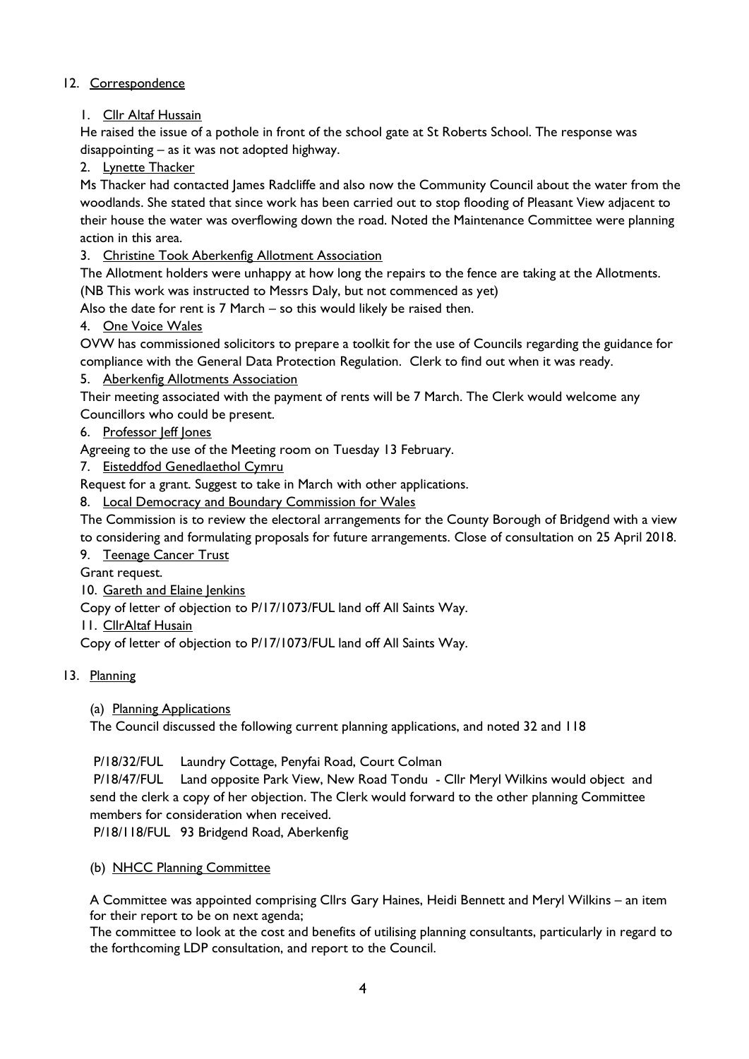## 12. Correspondence

1. Cllr Altaf Hussain

He raised the issue of a pothole in front of the school gate at St Roberts School. The response was disappointing – as it was not adopted highway.

2. Lynette Thacker

Ms Thacker had contacted James Radcliffe and also now the Community Council about the water from the woodlands. She stated that since work has been carried out to stop flooding of Pleasant View adjacent to their house the water was overflowing down the road. Noted the Maintenance Committee were planning action in this area.

3. Christine Took Aberkenfig Allotment Association

The Allotment holders were unhappy at how long the repairs to the fence are taking at the Allotments. (NB This work was instructed to Messrs Daly, but not commenced as yet)

Also the date for rent is 7 March – so this would likely be raised then.

4. One Voice Wales

OVW has commissioned solicitors to prepare a toolkit for the use of Councils regarding the guidance for compliance with the General Data Protection Regulation. Clerk to find out when it was ready.

5. Aberkenfig Allotments Association

Their meeting associated with the payment of rents will be 7 March. The Clerk would welcome any Councillors who could be present.

6. Professor Jeff Jones

Agreeing to the use of the Meeting room on Tuesday 13 February.

7. Eisteddfod Genedlaethol Cymru

Request for a grant. Suggest to take in March with other applications.

8. Local Democracy and Boundary Commission for Wales

The Commission is to review the electoral arrangements for the County Borough of Bridgend with a view to considering and formulating proposals for future arrangements. Close of consultation on 25 April 2018.

9. Teenage Cancer Trust

Grant request.

10. Gareth and Elaine Jenkins

Copy of letter of objection to P/17/1073/FUL land off All Saints Way.

11. CllrAltaf Husain

Copy of letter of objection to P/17/1073/FUL land off All Saints Way.

## 13. Planning

(a) Planning Applications

The Council discussed the following current planning applications, and noted 32 and 118

P/18/32/FUL Laundry Cottage, Penyfai Road, Court Colman

P/18/47/FUL Land opposite Park View, New Road Tondu - Cllr Meryl Wilkins would object and send the clerk a copy of her objection. The Clerk would forward to the other planning Committee members for consideration when received.

P/18/118/FUL 93 Bridgend Road, Aberkenfig

(b) NHCC Planning Committee

A Committee was appointed comprising Cllrs Gary Haines, Heidi Bennett and Meryl Wilkins – an item for their report to be on next agenda;

The committee to look at the cost and benefits of utilising planning consultants, particularly in regard to the forthcoming LDP consultation, and report to the Council.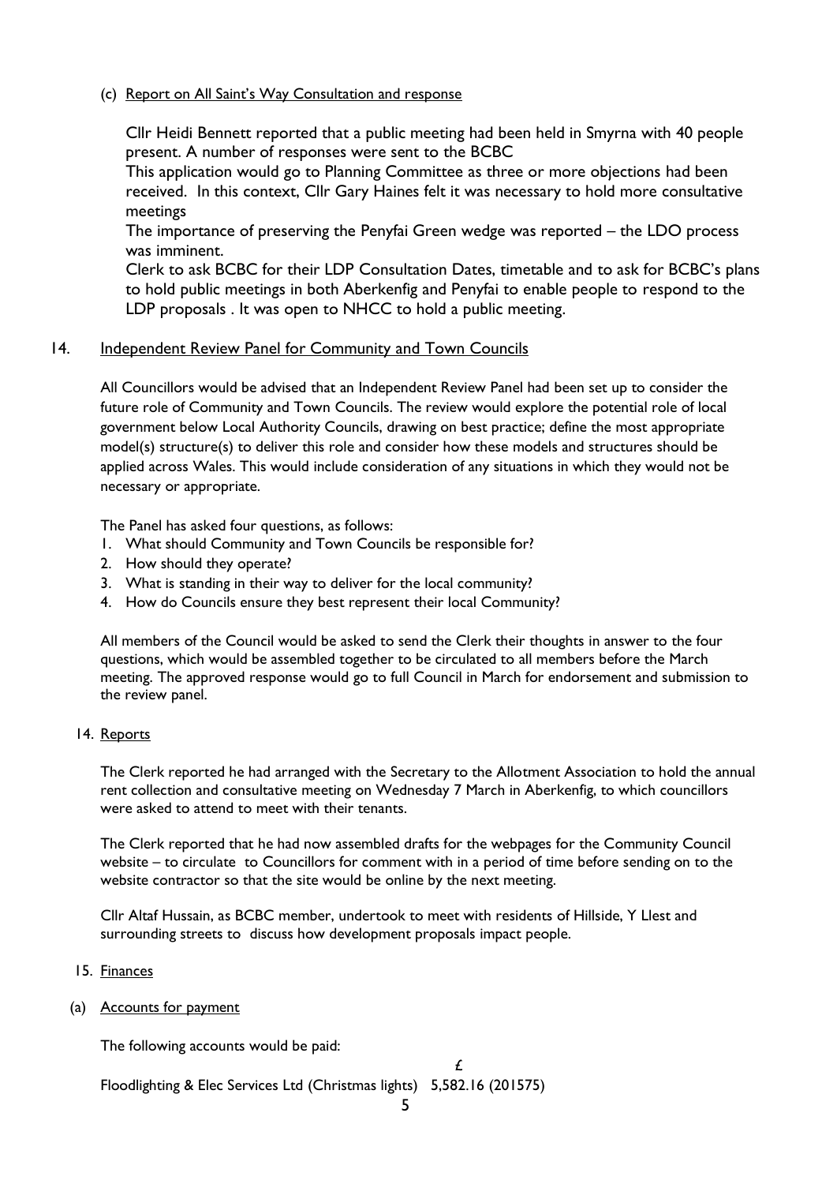(c) Report on All Saint's Way Consultation and response

Cllr Heidi Bennett reported that a public meeting had been held in Smyrna with 40 people present. A number of responses were sent to the BCBC

This application would go to Planning Committee as three or more objections had been received. In this context, Cllr Gary Haines felt it was necessary to hold more consultative meetings

The importance of preserving the Penyfai Green wedge was reported – the LDO process was imminent.

Clerk to ask BCBC for their LDP Consultation Dates, timetable and to ask for BCBC's plans to hold public meetings in both Aberkenfig and Penyfai to enable people to respond to the LDP proposals . It was open to NHCC to hold a public meeting.

## 14. Independent Review Panel for Community and Town Councils

All Councillors would be advised that an Independent Review Panel had been set up to consider the future role of Community and Town Councils. The review would explore the potential role of local government below Local Authority Councils, drawing on best practice; define the most appropriate model(s) structure(s) to deliver this role and consider how these models and structures should be applied across Wales. This would include consideration of any situations in which they would not be necessary or appropriate.

The Panel has asked four questions, as follows:

1. What should Community and Town Councils be responsible for?
2. How should they operate?
3. What is standing in their way to deliver for the local community?
4. How do Councils ensure they best represent their local Community?

All members of the Council would be asked to send the Clerk their thoughts in answer to the four questions, which would be assembled together to be circulated to all members before the March meeting. The approved response would go to full Council in March for endorsement and submission to the review panel.

## 14. Reports

The Clerk reported he had arranged with the Secretary to the Allotment Association to hold the annual rent collection and consultative meeting on Wednesday 7 March in Aberkenfig, to which councillors were asked to attend to meet with their tenants.

The Clerk reported that he had now assembled drafts for the webpages for the Community Council website – to circulate to Councillors for comment with in a period of time before sending on to the website contractor so that the site would be online by the next meeting.

Cllr Altaf Hussain, as BCBC member, undertook to meet with residents of Hillside, Y Llest and surrounding streets to discuss how development proposals impact people.

## 15. Finances

(a) Accounts for payment

The following accounts would be paid:

| | £ |
|---|---|
| Floodlighting & Elec Services Ltd (Christmas lights) | 5,582.16 (201575) |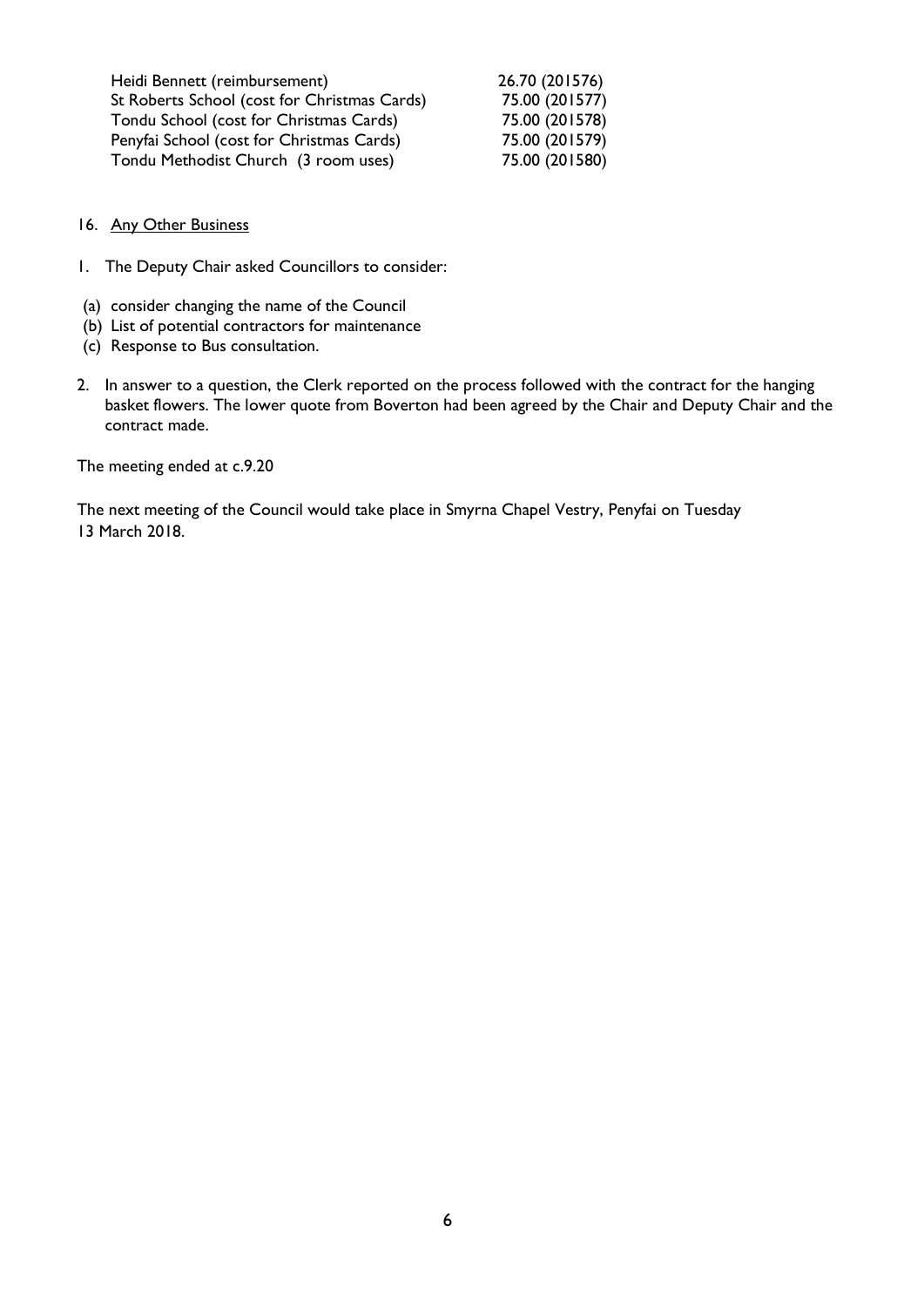| | |
|---|---|
| Heidi Bennett (reimbursement) | 26.70 (201576) |
| St Roberts School (cost for Christmas Cards) | 75.00 (201577) |
| Tondu School (cost for Christmas Cards) | 75.00 (201578) |
| Penyfai School (cost for Christmas Cards) | 75.00 (201579) |
| Tondu Methodist Church (3 room uses) | 75.00 (201580) |

16. Any Other Business

1. The Deputy Chair asked Councillors to consider:

 (a) consider changing the name of the Council
 (b) List of potential contractors for maintenance
 (c) Response to Bus consultation.

2. In answer to a question, the Clerk reported on the process followed with the contract for the hanging basket flowers. The lower quote from Boverton had been agreed by the Chair and Deputy Chair and the contract made.

The meeting ended at c.9.20

The next meeting of the Council would take place in Smyrna Chapel Vestry, Penyfai on Tuesday 13 March 2018.